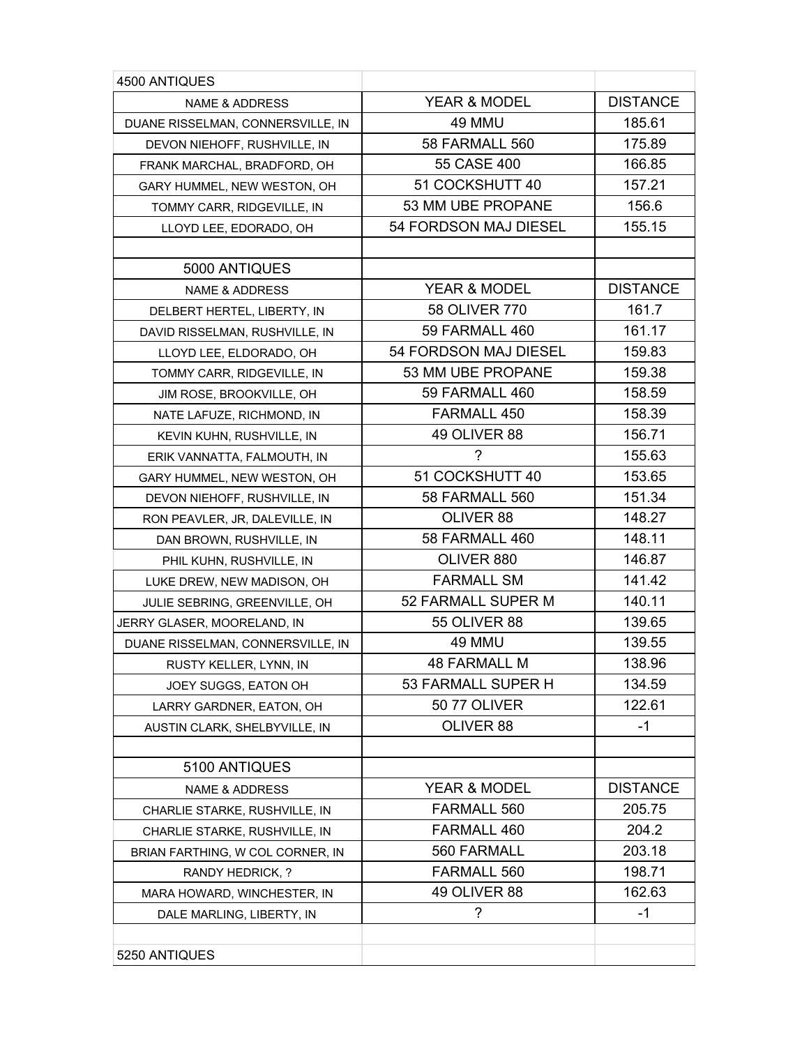| 4500 ANTIQUES | | |
|---|---|---|
| NAME & ADDRESS | YEAR & MODEL | DISTANCE |
| DUANE RISSELMAN, CONNERSVILLE, IN | 49 MMU | 185.61 |
| DEVON NIEHOFF, RUSHVILLE, IN | 58 FARMALL 560 | 175.89 |
| FRANK MARCHAL, BRADFORD, OH | 55 CASE 400 | 166.85 |
| GARY HUMMEL, NEW WESTON, OH | 51 COCKSHUTT 40 | 157.21 |
| TOMMY CARR, RIDGEVILLE, IN | 53 MM UBE PROPANE | 156.6 |
| LLOYD LEE, EDORADO, OH | 54 FORDSON MAJ DIESEL | 155.15 |
| | | |
| 5000 ANTIQUES | | |
| NAME & ADDRESS | YEAR & MODEL | DISTANCE |
| DELBERT HERTEL, LIBERTY, IN | 58 OLIVER 770 | 161.7 |
| DAVID RISSELMAN, RUSHVILLE, IN | 59 FARMALL 460 | 161.17 |
| LLOYD LEE, ELDORADO, OH | 54 FORDSON MAJ DIESEL | 159.83 |
| TOMMY CARR, RIDGEVILLE, IN | 53 MM UBE PROPANE | 159.38 |
| JIM ROSE, BROOKVILLE, OH | 59 FARMALL 460 | 158.59 |
| NATE LAFUZE, RICHMOND, IN | FARMALL 450 | 158.39 |
| KEVIN KUHN, RUSHVILLE, IN | 49 OLIVER 88 | 156.71 |
| ERIK VANNATTA, FALMOUTH, IN | ? | 155.63 |
| GARY HUMMEL, NEW WESTON, OH | 51 COCKSHUTT 40 | 153.65 |
| DEVON NIEHOFF, RUSHVILLE, IN | 58 FARMALL 560 | 151.34 |
| RON PEAVLER, JR, DALEVILLE, IN | OLIVER 88 | 148.27 |
| DAN BROWN, RUSHVILLE, IN | 58 FARMALL 460 | 148.11 |
| PHIL KUHN, RUSHVILLE, IN | OLIVER 880 | 146.87 |
| LUKE DREW, NEW MADISON, OH | FARMALL SM | 141.42 |
| JULIE SEBRING, GREENVILLE, OH | 52 FARMALL SUPER M | 140.11 |
| JERRY GLASER, MOORELAND, IN | 55 OLIVER 88 | 139.65 |
| DUANE RISSELMAN, CONNERSVILLE, IN | 49 MMU | 139.55 |
| RUSTY KELLER, LYNN, IN | 48 FARMALL M | 138.96 |
| JOEY SUGGS, EATON OH | 53 FARMALL SUPER H | 134.59 |
| LARRY GARDNER, EATON, OH | 50 77 OLIVER | 122.61 |
| AUSTIN CLARK, SHELBYVILLE, IN | OLIVER 88 | -1 |
| | | |
| 5100 ANTIQUES | | |
| NAME & ADDRESS | YEAR & MODEL | DISTANCE |
| CHARLIE STARKE, RUSHVILLE, IN | FARMALL 560 | 205.75 |
| CHARLIE STARKE, RUSHVILLE, IN | FARMALL 460 | 204.2 |
| BRIAN FARTHING, W COL CORNER, IN | 560 FARMALL | 203.18 |
| RANDY HEDRICK, ? | FARMALL 560 | 198.71 |
| MARA HOWARD, WINCHESTER, IN | 49 OLIVER 88 | 162.63 |
| DALE MARLING, LIBERTY, IN | ? | -1 |
| | | |
| 5250 ANTIQUES | | |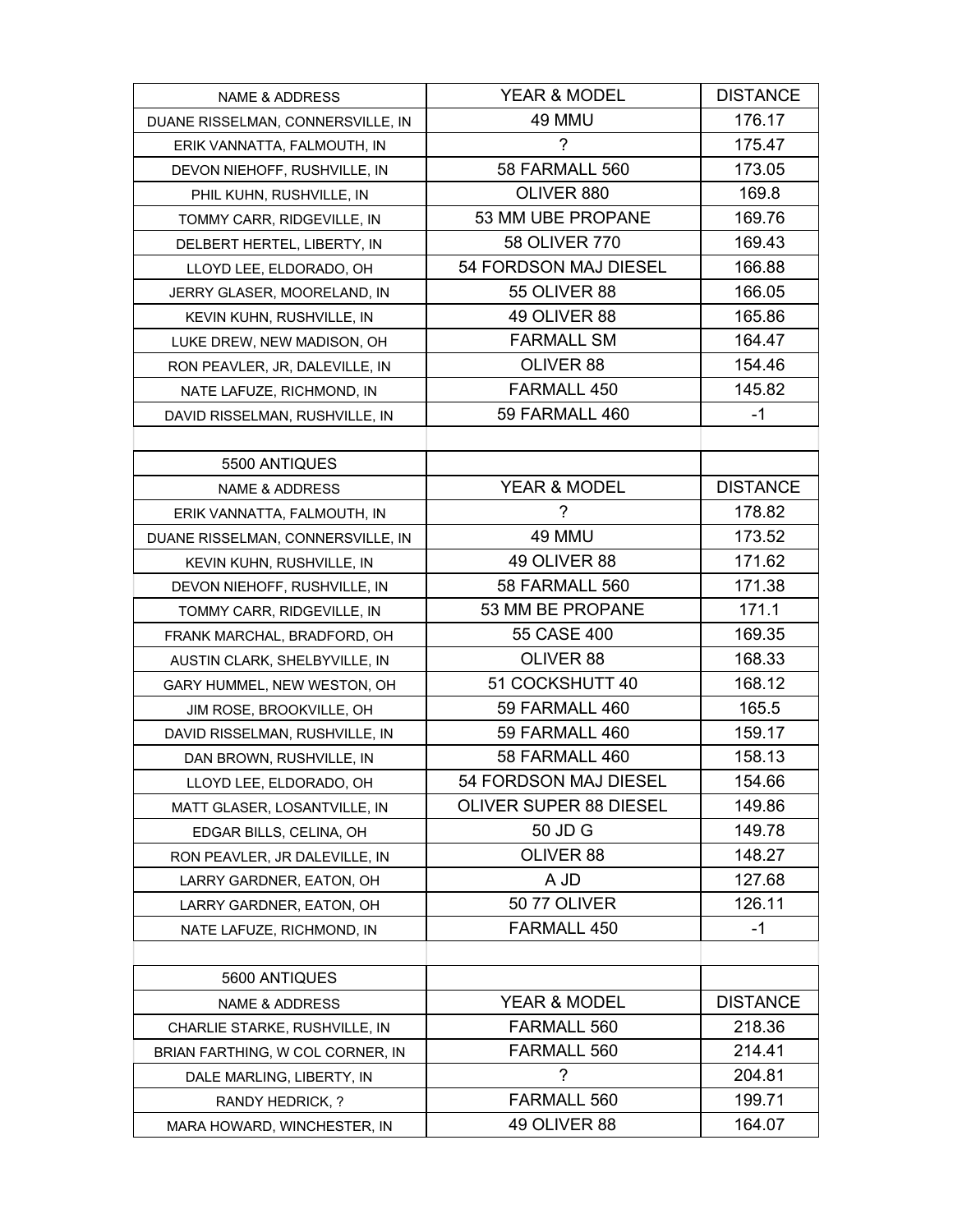| NAME & ADDRESS | YEAR & MODEL | DISTANCE |
|---|---|---|
| DUANE RISSELMAN, CONNERSVILLE, IN | 49 MMU | 176.17 |
| ERIK VANNATTA, FALMOUTH, IN | ? | 175.47 |
| DEVON NIEHOFF, RUSHVILLE, IN | 58 FARMALL 560 | 173.05 |
| PHIL KUHN, RUSHVILLE, IN | OLIVER 880 | 169.8 |
| TOMMY CARR, RIDGEVILLE, IN | 53 MM UBE PROPANE | 169.76 |
| DELBERT HERTEL, LIBERTY, IN | 58 OLIVER 770 | 169.43 |
| LLOYD LEE, ELDORADO, OH | 54 FORDSON MAJ DIESEL | 166.88 |
| JERRY GLASER, MOORELAND, IN | 55 OLIVER 88 | 166.05 |
| KEVIN KUHN, RUSHVILLE, IN | 49 OLIVER 88 | 165.86 |
| LUKE DREW, NEW MADISON, OH | FARMALL SM | 164.47 |
| RON PEAVLER, JR, DALEVILLE, IN | OLIVER 88 | 154.46 |
| NATE LAFUZE, RICHMOND, IN | FARMALL 450 | 145.82 |
| DAVID RISSELMAN, RUSHVILLE, IN | 59 FARMALL 460 | -1 |

| 5500 ANTIQUES | | |
|---|---|---|
| NAME & ADDRESS | YEAR & MODEL | DISTANCE |
| ERIK VANNATTA, FALMOUTH, IN | ? | 178.82 |
| DUANE RISSELMAN, CONNERSVILLE, IN | 49 MMU | 173.52 |
| KEVIN KUHN, RUSHVILLE, IN | 49 OLIVER 88 | 171.62 |
| DEVON NIEHOFF, RUSHVILLE, IN | 58 FARMALL 560 | 171.38 |
| TOMMY CARR, RIDGEVILLE, IN | 53 MM BE PROPANE | 171.1 |
| FRANK MARCHAL, BRADFORD, OH | 55 CASE 400 | 169.35 |
| AUSTIN CLARK, SHELBYVILLE, IN | OLIVER 88 | 168.33 |
| GARY HUMMEL, NEW WESTON, OH | 51 COCKSHUTT 40 | 168.12 |
| JIM ROSE, BROOKVILLE, OH | 59 FARMALL 460 | 165.5 |
| DAVID RISSELMAN, RUSHVILLE, IN | 59 FARMALL 460 | 159.17 |
| DAN BROWN, RUSHVILLE, IN | 58 FARMALL 460 | 158.13 |
| LLOYD LEE, ELDORADO, OH | 54 FORDSON MAJ DIESEL | 154.66 |
| MATT GLASER, LOSANTVILLE, IN | OLIVER SUPER 88 DIESEL | 149.86 |
| EDGAR BILLS, CELINA, OH | 50 JD G | 149.78 |
| RON PEAVLER, JR DALEVILLE, IN | OLIVER 88 | 148.27 |
| LARRY GARDNER, EATON, OH | A JD | 127.68 |
| LARRY GARDNER, EATON, OH | 50 77 OLIVER | 126.11 |
| NATE LAFUZE, RICHMOND, IN | FARMALL 450 | -1 |

| 5600 ANTIQUES | | |
|---|---|---|
| NAME & ADDRESS | YEAR & MODEL | DISTANCE |
| CHARLIE STARKE, RUSHVILLE, IN | FARMALL 560 | 218.36 |
| BRIAN FARTHING, W COL CORNER, IN | FARMALL 560 | 214.41 |
| DALE MARLING, LIBERTY, IN | ? | 204.81 |
| RANDY HEDRICK, ? | FARMALL 560 | 199.71 |
| MARA HOWARD, WINCHESTER, IN | 49 OLIVER 88 | 164.07 |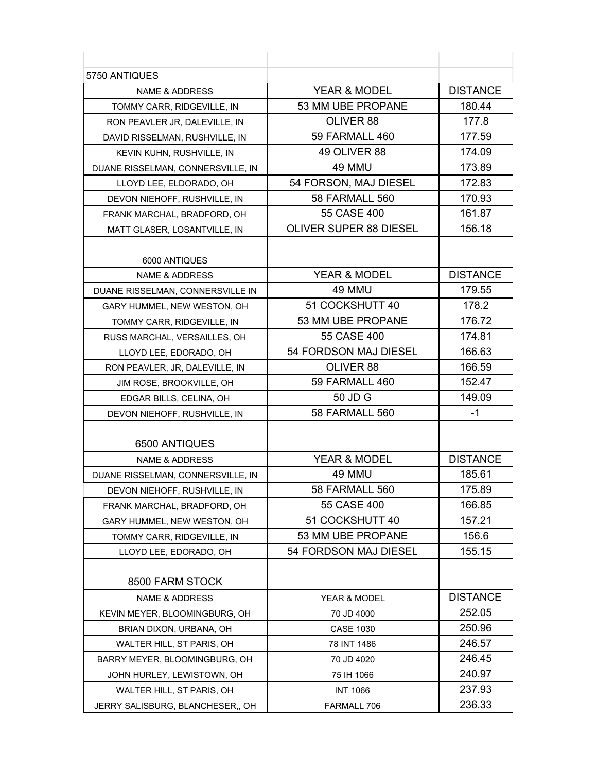## 5750 ANTIQUES

| NAME & ADDRESS | YEAR & MODEL | DISTANCE |
|---|---|---|
| TOMMY CARR, RIDGEVILLE, IN | 53 MM UBE PROPANE | 180.44 |
| RON PEAVLER JR, DALEVILLE, IN | OLIVER 88 | 177.8 |
| DAVID RISSELMAN, RUSHVILLE, IN | 59 FARMALL 460 | 177.59 |
| KEVIN KUHN, RUSHVILLE, IN | 49 OLIVER 88 | 174.09 |
| DUANE RISSELMAN, CONNERSVILLE, IN | 49 MMU | 173.89 |
| LLOYD LEE, ELDORADO, OH | 54 FORSON, MAJ DIESEL | 172.83 |
| DEVON NIEHOFF, RUSHVILLE, IN | 58 FARMALL 560 | 170.93 |
| FRANK MARCHAL, BRADFORD, OH | 55 CASE 400 | 161.87 |
| MATT GLASER, LOSANTVILLE, IN | OLIVER SUPER 88 DIESEL | 156.18 |

## 6000 ANTIQUES

| NAME & ADDRESS | YEAR & MODEL | DISTANCE |
|---|---|---|
| DUANE RISSELMAN, CONNERSVILLE IN | 49 MMU | 179.55 |
| GARY HUMMEL, NEW WESTON, OH | 51 COCKSHUTT 40 | 178.2 |
| TOMMY CARR, RIDGEVILLE, IN | 53 MM UBE PROPANE | 176.72 |
| RUSS MARCHAL, VERSAILLES, OH | 55 CASE 400 | 174.81 |
| LLOYD LEE, EDORADO, OH | 54 FORDSON MAJ DIESEL | 166.63 |
| RON PEAVLER, JR, DALEVILLE, IN | OLIVER 88 | 166.59 |
| JIM ROSE, BROOKVILLE, OH | 59 FARMALL 460 | 152.47 |
| EDGAR BILLS, CELINA, OH | 50 JD G | 149.09 |
| DEVON NIEHOFF, RUSHVILLE, IN | 58 FARMALL 560 | -1 |

## 6500 ANTIQUES

| NAME & ADDRESS | YEAR & MODEL | DISTANCE |
|---|---|---|
| DUANE RISSELMAN, CONNERSVILLE, IN | 49 MMU | 185.61 |
| DEVON NIEHOFF, RUSHVILLE, IN | 58 FARMALL 560 | 175.89 |
| FRANK MARCHAL, BRADFORD, OH | 55 CASE 400 | 166.85 |
| GARY HUMMEL, NEW WESTON, OH | 51 COCKSHUTT 40 | 157.21 |
| TOMMY CARR, RIDGEVILLE, IN | 53 MM UBE PROPANE | 156.6 |
| LLOYD LEE, EDORADO, OH | 54 FORDSON MAJ DIESEL | 155.15 |

## 8500 FARM STOCK

| NAME & ADDRESS | YEAR & MODEL | DISTANCE |
|---|---|---|
| KEVIN MEYER, BLOOMINGBURG, OH | 70 JD 4000 | 252.05 |
| BRIAN DIXON, URBANA, OH | CASE 1030 | 250.96 |
| WALTER HILL, ST PARIS, OH | 78 INT 1486 | 246.57 |
| BARRY MEYER, BLOOMINGBURG, OH | 70 JD 4020 | 246.45 |
| JOHN HURLEY, LEWISTOWN, OH | 75 IH 1066 | 240.97 |
| WALTER HILL, ST PARIS, OH | INT 1066 | 237.93 |
| JERRY SALISBURG, BLANCHESER,, OH | FARMALL 706 | 236.33 |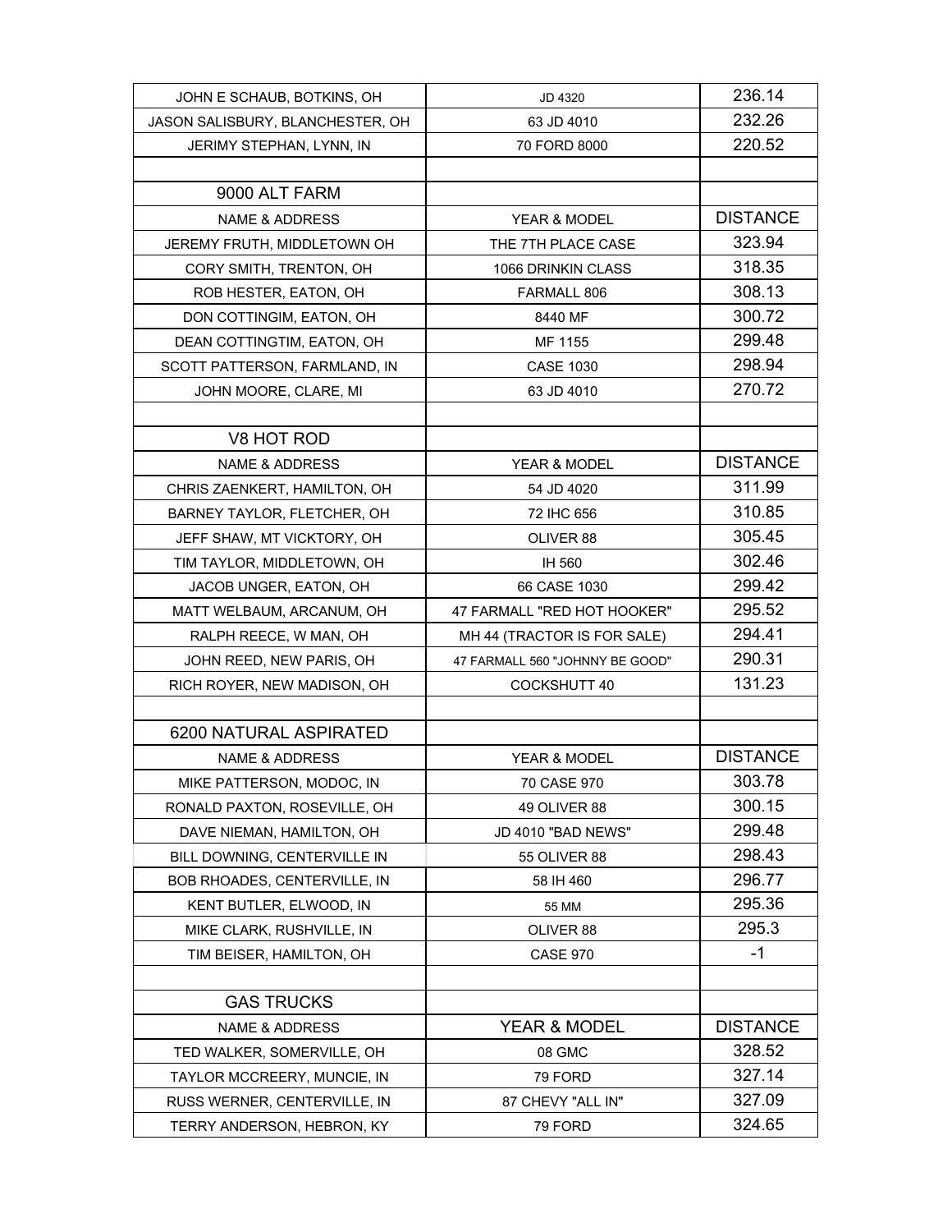| | | |
|---|---|---|
| JOHN E SCHAUB, BOTKINS, OH | JD 4320 | 236.14 |
| JASON SALISBURY, BLANCHESTER, OH | 63 JD 4010 | 232.26 |
| JERIMY STEPHAN, LYNN, IN | 70 FORD 8000 | 220.52 |
| | | |
| 9000 ALT FARM | | |
| NAME & ADDRESS | YEAR & MODEL | DISTANCE |
| JEREMY FRUTH, MIDDLETOWN OH | THE 7TH PLACE CASE | 323.94 |
| CORY SMITH, TRENTON, OH | 1066 DRINKIN CLASS | 318.35 |
| ROB HESTER, EATON, OH | FARMALL 806 | 308.13 |
| DON COTTINGIM, EATON, OH | 8440 MF | 300.72 |
| DEAN COTTINGTIM, EATON, OH | MF 1155 | 299.48 |
| SCOTT PATTERSON, FARMLAND, IN | CASE 1030 | 298.94 |
| JOHN MOORE, CLARE, MI | 63 JD 4010 | 270.72 |
| | | |
| V8 HOT ROD | | |
| NAME & ADDRESS | YEAR & MODEL | DISTANCE |
| CHRIS ZAENKERT, HAMILTON, OH | 54 JD 4020 | 311.99 |
| BARNEY TAYLOR, FLETCHER, OH | 72 IHC 656 | 310.85 |
| JEFF SHAW, MT VICKTORY, OH | OLIVER 88 | 305.45 |
| TIM TAYLOR, MIDDLETOWN, OH | IH 560 | 302.46 |
| JACOB UNGER, EATON, OH | 66 CASE 1030 | 299.42 |
| MATT WELBAUM, ARCANUM, OH | 47 FARMALL "RED HOT HOOKER" | 295.52 |
| RALPH REECE, W MAN, OH | MH 44 (TRACTOR IS FOR SALE) | 294.41 |
| JOHN REED, NEW PARIS, OH | 47 FARMALL 560 "JOHNNY BE GOOD" | 290.31 |
| RICH ROYER, NEW MADISON, OH | COCKSHUTT 40 | 131.23 |
| | | |
| 6200 NATURAL ASPIRATED | | |
| NAME & ADDRESS | YEAR & MODEL | DISTANCE |
| MIKE PATTERSON, MODOC, IN | 70 CASE 970 | 303.78 |
| RONALD PAXTON, ROSEVILLE, OH | 49 OLIVER 88 | 300.15 |
| DAVE NIEMAN, HAMILTON, OH | JD 4010 "BAD NEWS" | 299.48 |
| BILL DOWNING, CENTERVILLE IN | 55 OLIVER 88 | 298.43 |
| BOB RHOADES, CENTERVILLE, IN | 58 IH 460 | 296.77 |
| KENT BUTLER, ELWOOD, IN | 55 MM | 295.36 |
| MIKE CLARK, RUSHVILLE, IN | OLIVER 88 | 295.3 |
| TIM BEISER, HAMILTON, OH | CASE 970 | -1 |
| | | |
| GAS TRUCKS | | |
| NAME & ADDRESS | YEAR & MODEL | DISTANCE |
| TED WALKER, SOMERVILLE, OH | 08 GMC | 328.52 |
| TAYLOR MCCREERY, MUNCIE, IN | 79 FORD | 327.14 |
| RUSS WERNER, CENTERVILLE, IN | 87 CHEVY "ALL IN" | 327.09 |
| TERRY ANDERSON, HEBRON, KY | 79 FORD | 324.65 |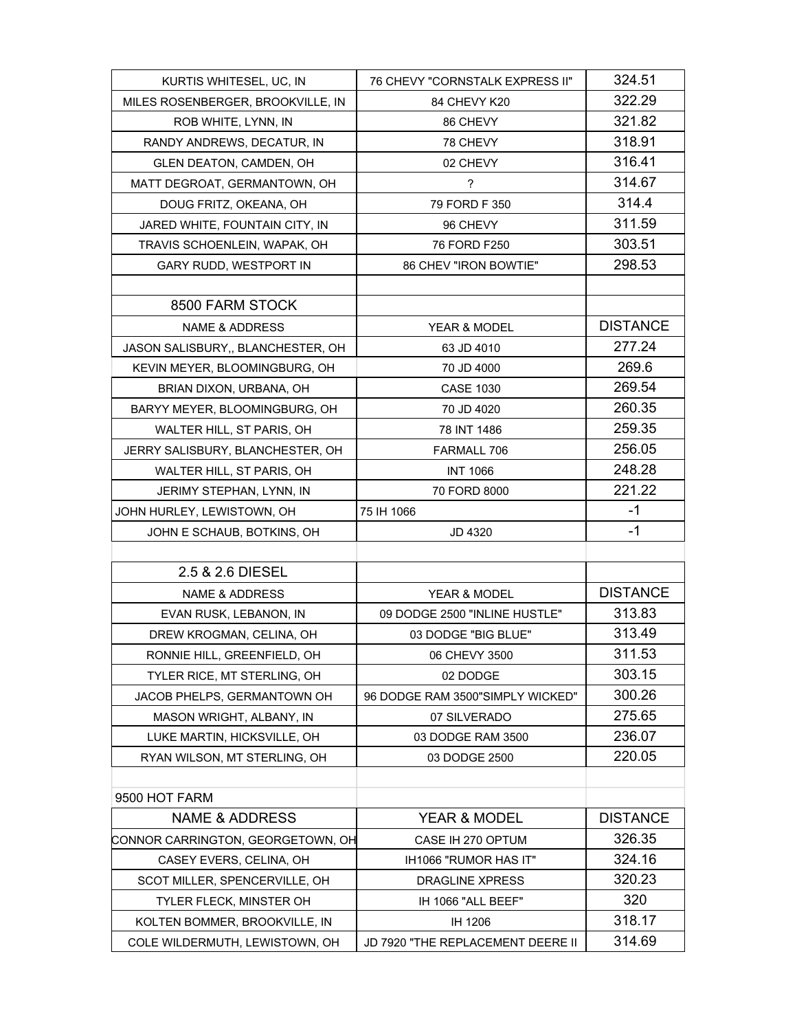| | | |
|---|---|---|
| KURTIS WHITESEL, UC, IN | 76 CHEVY "CORNSTALK EXPRESS II" | 324.51 |
| MILES ROSENBERGER, BROOKVILLE, IN | 84 CHEVY K20 | 322.29 |
| ROB WHITE, LYNN, IN | 86 CHEVY | 321.82 |
| RANDY ANDREWS, DECATUR, IN | 78 CHEVY | 318.91 |
| GLEN DEATON, CAMDEN, OH | 02 CHEVY | 316.41 |
| MATT DEGROAT, GERMANTOWN, OH | ? | 314.67 |
| DOUG FRITZ, OKEANA, OH | 79 FORD F 350 | 314.4 |
| JARED WHITE, FOUNTAIN CITY, IN | 96 CHEVY | 311.59 |
| TRAVIS SCHOENLEIN, WAPAK, OH | 76 FORD F250 | 303.51 |
| GARY RUDD, WESTPORT IN | 86 CHEV "IRON BOWTIE" | 298.53 |

| 8500 FARM STOCK | | |
|---|---|---|
| NAME & ADDRESS | YEAR & MODEL | DISTANCE |
| JASON SALISBURY,, BLANCHESTER, OH | 63 JD 4010 | 277.24 |
| KEVIN MEYER, BLOOMINGBURG, OH | 70 JD 4000 | 269.6 |
| BRIAN DIXON, URBANA, OH | CASE 1030 | 269.54 |
| BARYY MEYER, BLOOMINGBURG, OH | 70 JD 4020 | 260.35 |
| WALTER HILL, ST PARIS, OH | 78 INT 1486 | 259.35 |
| JERRY SALISBURY, BLANCHESTER, OH | FARMALL 706 | 256.05 |
| WALTER HILL, ST PARIS, OH | INT 1066 | 248.28 |
| JERIMY STEPHAN, LYNN, IN | 70 FORD 8000 | 221.22 |
| JOHN HURLEY, LEWISTOWN, OH | 75 IH 1066 | -1 |
| JOHN E SCHAUB, BOTKINS, OH | JD 4320 | -1 |

| 2.5 & 2.6 DIESEL | | |
|---|---|---|
| NAME & ADDRESS | YEAR & MODEL | DISTANCE |
| EVAN RUSK, LEBANON, IN | 09 DODGE 2500 "INLINE HUSTLE" | 313.83 |
| DREW KROGMAN, CELINA, OH | 03 DODGE "BIG BLUE" | 313.49 |
| RONNIE HILL, GREENFIELD, OH | 06 CHEVY 3500 | 311.53 |
| TYLER RICE, MT STERLING, OH | 02 DODGE | 303.15 |
| JACOB PHELPS, GERMANTOWN OH | 96 DODGE RAM 3500"SIMPLY WICKED" | 300.26 |
| MASON WRIGHT, ALBANY, IN | 07 SILVERADO | 275.65 |
| LUKE MARTIN, HICKSVILLE, OH | 03 DODGE RAM 3500 | 236.07 |
| RYAN WILSON, MT STERLING, OH | 03 DODGE 2500 | 220.05 |

| 9500 HOT FARM | | |
|---|---|---|
| NAME & ADDRESS | YEAR & MODEL | DISTANCE |
| CONNOR CARRINGTON, GEORGETOWN, OH | CASE IH 270 OPTUM | 326.35 |
| CASEY EVERS, CELINA, OH | IH1066 "RUMOR HAS IT" | 324.16 |
| SCOT MILLER, SPENCERVILLE, OH | DRAGLINE XPRESS | 320.23 |
| TYLER FLECK, MINSTER OH | IH 1066 "ALL BEEF" | 320 |
| KOLTEN BOMMER, BROOKVILLE, IN | IH 1206 | 318.17 |
| COLE WILDERMUTH, LEWISTOWN, OH | JD 7920 "THE REPLACEMENT DEERE II | 314.69 |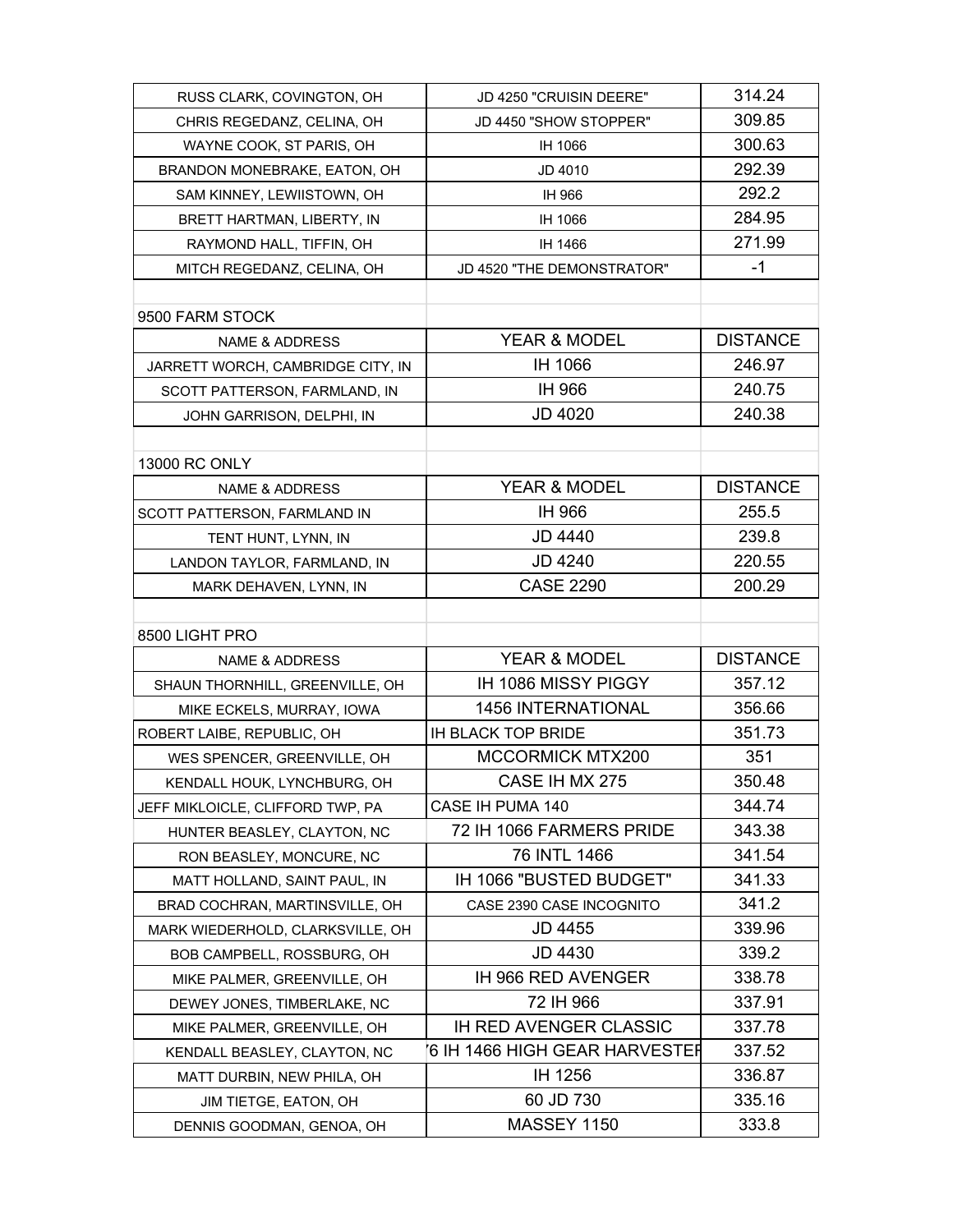| | | |
|---|---|---|
| RUSS CLARK, COVINGTON, OH | JD 4250 "CRUISIN DEERE" | 314.24 |
| CHRIS REGEDANZ, CELINA, OH | JD 4450 "SHOW STOPPER" | 309.85 |
| WAYNE COOK, ST PARIS, OH | IH 1066 | 300.63 |
| BRANDON MONEBRAKE, EATON, OH | JD 4010 | 292.39 |
| SAM KINNEY, LEWIISTOWN, OH | IH 966 | 292.2 |
| BRETT HARTMAN, LIBERTY, IN | IH 1066 | 284.95 |
| RAYMOND HALL, TIFFIN, OH | IH 1466 | 271.99 |
| MITCH REGEDANZ, CELINA, OH | JD 4520 "THE DEMONSTRATOR" | -1 |

9500 FARM STOCK

| NAME & ADDRESS | YEAR & MODEL | DISTANCE |
|---|---|---|
| JARRETT WORCH, CAMBRIDGE CITY, IN | IH 1066 | 246.97 |
| SCOTT PATTERSON, FARMLAND, IN | IH 966 | 240.75 |
| JOHN GARRISON, DELPHI, IN | JD 4020 | 240.38 |

13000 RC ONLY

| NAME & ADDRESS | YEAR & MODEL | DISTANCE |
|---|---|---|
| SCOTT PATTERSON, FARMLAND IN | IH 966 | 255.5 |
| TENT HUNT, LYNN, IN | JD 4440 | 239.8 |
| LANDON TAYLOR, FARMLAND, IN | JD 4240 | 220.55 |
| MARK DEHAVEN, LYNN, IN | CASE 2290 | 200.29 |

8500 LIGHT PRO

| NAME & ADDRESS | YEAR & MODEL | DISTANCE |
|---|---|---|
| SHAUN THORNHILL, GREENVILLE, OH | IH 1086 MISSY PIGGY | 357.12 |
| MIKE ECKELS, MURRAY, IOWA | 1456 INTERNATIONAL | 356.66 |
| ROBERT LAIBE, REPUBLIC, OH | IH BLACK TOP BRIDE | 351.73 |
| WES SPENCER, GREENVILLE, OH | MCCORMICK MTX200 | 351 |
| KENDALL HOUK, LYNCHBURG, OH | CASE IH MX 275 | 350.48 |
| JEFF MIKLOICLE, CLIFFORD TWP, PA | CASE IH PUMA 140 | 344.74 |
| HUNTER BEASLEY, CLAYTON, NC | 72 IH 1066 FARMERS PRIDE | 343.38 |
| RON BEASLEY, MONCURE, NC | 76 INTL 1466 | 341.54 |
| MATT HOLLAND, SAINT PAUL, IN | IH 1066 "BUSTED BUDGET" | 341.33 |
| BRAD COCHRAN, MARTINSVILLE, OH | CASE 2390 CASE INCOGNITO | 341.2 |
| MARK WIEDERHOLD, CLARKSVILLE, OH | JD 4455 | 339.96 |
| BOB CAMPBELL, ROSSBURG, OH | JD 4430 | 339.2 |
| MIKE PALMER, GREENVILLE, OH | IH 966 RED AVENGER | 338.78 |
| DEWEY JONES, TIMBERLAKE, NC | 72 IH 966 | 337.91 |
| MIKE PALMER, GREENVILLE, OH | IH RED AVENGER CLASSIC | 337.78 |
| KENDALL BEASLEY, CLAYTON, NC | '6 IH 1466 HIGH GEAR HARVESTER | 337.52 |
| MATT DURBIN, NEW PHILA, OH | IH 1256 | 336.87 |
| JIM TIETGE, EATON, OH | 60 JD 730 | 335.16 |
| DENNIS GOODMAN, GENOA, OH | MASSEY 1150 | 333.8 |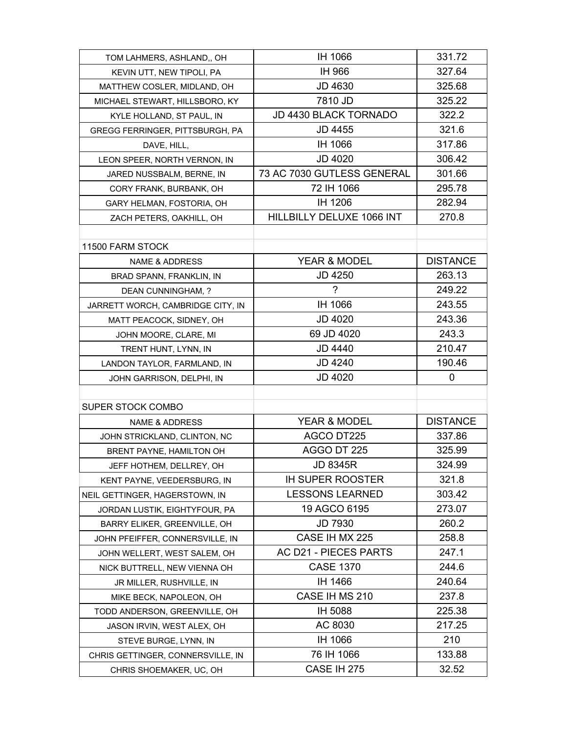| | | |
|---|---|---|
| TOM LAHMERS, ASHLAND,, OH | IH 1066 | 331.72 |
| KEVIN UTT, NEW TIPOLI, PA | IH 966 | 327.64 |
| MATTHEW COSLER, MIDLAND, OH | JD 4630 | 325.68 |
| MICHAEL STEWART, HILLSBORO, KY | 7810 JD | 325.22 |
| KYLE HOLLAND, ST PAUL, IN | JD 4430 BLACK TORNADO | 322.2 |
| GREGG FERRINGER, PITTSBURGH, PA | JD 4455 | 321.6 |
| DAVE, HILL, | IH 1066 | 317.86 |
| LEON SPEER, NORTH VERNON, IN | JD 4020 | 306.42 |
| JARED NUSSBALM, BERNE, IN | 73 AC 7030 GUTLESS GENERAL | 301.66 |
| CORY FRANK, BURBANK, OH | 72 IH 1066 | 295.78 |
| GARY HELMAN, FOSTORIA, OH | IH 1206 | 282.94 |
| ZACH PETERS, OAKHILL, OH | HILLBILLY DELUXE 1066 INT | 270.8 |

11500 FARM STOCK

| NAME & ADDRESS | YEAR & MODEL | DISTANCE |
|---|---|---|
| BRAD SPANN, FRANKLIN, IN | JD 4250 | 263.13 |
| DEAN CUNNINGHAM, ? | ? | 249.22 |
| JARRETT WORCH, CAMBRIDGE CITY, IN | IH 1066 | 243.55 |
| MATT PEACOCK, SIDNEY, OH | JD 4020 | 243.36 |
| JOHN MOORE, CLARE, MI | 69 JD 4020 | 243.3 |
| TRENT HUNT, LYNN, IN | JD 4440 | 210.47 |
| LANDON TAYLOR, FARMLAND, IN | JD 4240 | 190.46 |
| JOHN GARRISON, DELPHI, IN | JD 4020 | 0 |

SUPER STOCK COMBO

| NAME & ADDRESS | YEAR & MODEL | DISTANCE |
|---|---|---|
| JOHN STRICKLAND, CLINTON, NC | AGCO DT225 | 337.86 |
| BRENT PAYNE, HAMILTON OH | AGGO DT 225 | 325.99 |
| JEFF HOTHEM, DELLREY, OH | JD 8345R | 324.99 |
| KENT PAYNE, VEEDERSBURG, IN | IH SUPER ROOSTER | 321.8 |
| NEIL GETTINGER, HAGERSTOWN, IN | LESSONS LEARNED | 303.42 |
| JORDAN LUSTIK, EIGHTYFOUR, PA | 19 AGCO 6195 | 273.07 |
| BARRY ELIKER, GREENVILLE, OH | JD 7930 | 260.2 |
| JOHN PFEIFFER, CONNERSVILLE, IN | CASE IH MX 225 | 258.8 |
| JOHN WELLERT, WEST SALEM, OH | AC D21 - PIECES PARTS | 247.1 |
| NICK BUTTRELL, NEW VIENNA OH | CASE 1370 | 244.6 |
| JR MILLER, RUSHVILLE, IN | IH 1466 | 240.64 |
| MIKE BECK, NAPOLEON, OH | CASE IH MS 210 | 237.8 |
| TODD ANDERSON, GREENVILLE, OH | IH 5088 | 225.38 |
| JASON IRVIN, WEST ALEX, OH | AC 8030 | 217.25 |
| STEVE BURGE, LYNN, IN | IH 1066 | 210 |
| CHRIS GETTINGER, CONNERSVILLE, IN | 76 IH 1066 | 133.88 |
| CHRIS SHOEMAKER, UC, OH | CASE IH 275 | 32.52 |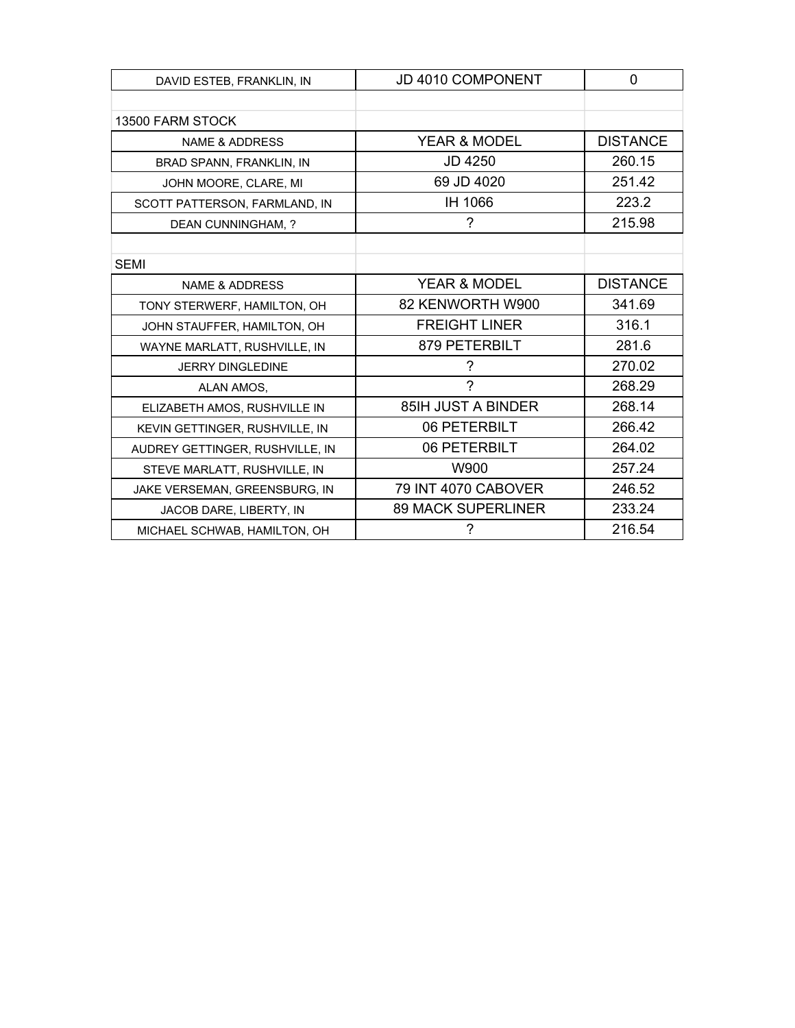| | | |
|---|---|---|
| DAVID ESTEB, FRANKLIN, IN | JD 4010 COMPONENT | 0 |

13500 FARM STOCK

| NAME & ADDRESS | YEAR & MODEL | DISTANCE |
|---|---|---|
| BRAD SPANN, FRANKLIN, IN | JD 4250 | 260.15 |
| JOHN MOORE, CLARE, MI | 69 JD 4020 | 251.42 |
| SCOTT PATTERSON, FARMLAND, IN | IH 1066 | 223.2 |
| DEAN CUNNINGHAM, ? | ? | 215.98 |

SEMI

| NAME & ADDRESS | YEAR & MODEL | DISTANCE |
|---|---|---|
| TONY STERWERF, HAMILTON, OH | 82 KENWORTH W900 | 341.69 |
| JOHN STAUFFER, HAMILTON, OH | FREIGHT LINER | 316.1 |
| WAYNE MARLATT, RUSHVILLE, IN | 879 PETERBILT | 281.6 |
| JERRY DINGLEDINE | ? | 270.02 |
| ALAN AMOS, | ? | 268.29 |
| ELIZABETH AMOS, RUSHVILLE IN | 85IH JUST A BINDER | 268.14 |
| KEVIN GETTINGER, RUSHVILLE, IN | 06 PETERBILT | 266.42 |
| AUDREY GETTINGER, RUSHVILLE, IN | 06 PETERBILT | 264.02 |
| STEVE MARLATT, RUSHVILLE, IN | W900 | 257.24 |
| JAKE VERSEMAN, GREENSBURG, IN | 79 INT 4070 CABOVER | 246.52 |
| JACOB DARE, LIBERTY, IN | 89 MACK SUPERLINER | 233.24 |
| MICHAEL SCHWAB, HAMILTON, OH | ? | 216.54 |